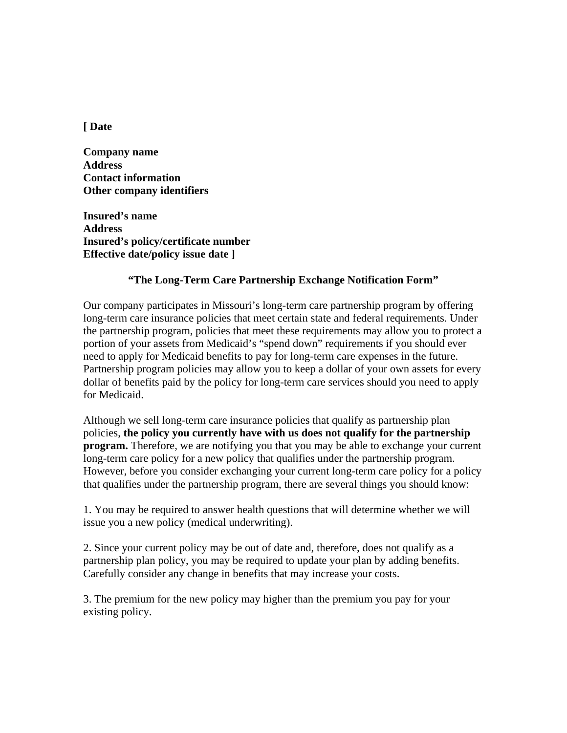**[ Date**

**Company name**
**Address**
**Contact information**
**Other company identifiers**

**Insured's name**
**Address**
**Insured's policy/certificate number**
**Effective date/policy issue date ]**

## "The Long-Term Care Partnership Exchange Notification Form"

Our company participates in Missouri's long-term care partnership program by offering long-term care insurance policies that meet certain state and federal requirements. Under the partnership program, policies that meet these requirements may allow you to protect a portion of your assets from Medicaid's "spend down" requirements if you should ever need to apply for Medicaid benefits to pay for long-term care expenses in the future. Partnership program policies may allow you to keep a dollar of your own assets for every dollar of benefits paid by the policy for long-term care services should you need to apply for Medicaid.

Although we sell long-term care insurance policies that qualify as partnership plan policies, **the policy you currently have with us does not qualify for the partnership program.** Therefore, we are notifying you that you may be able to exchange your current long-term care policy for a new policy that qualifies under the partnership program. However, before you consider exchanging your current long-term care policy for a policy that qualifies under the partnership program, there are several things you should know:

1. You may be required to answer health questions that will determine whether we will issue you a new policy (medical underwriting).

2. Since your current policy may be out of date and, therefore, does not qualify as a partnership plan policy, you may be required to update your plan by adding benefits. Carefully consider any change in benefits that may increase your costs.

3. The premium for the new policy may higher than the premium you pay for your existing policy.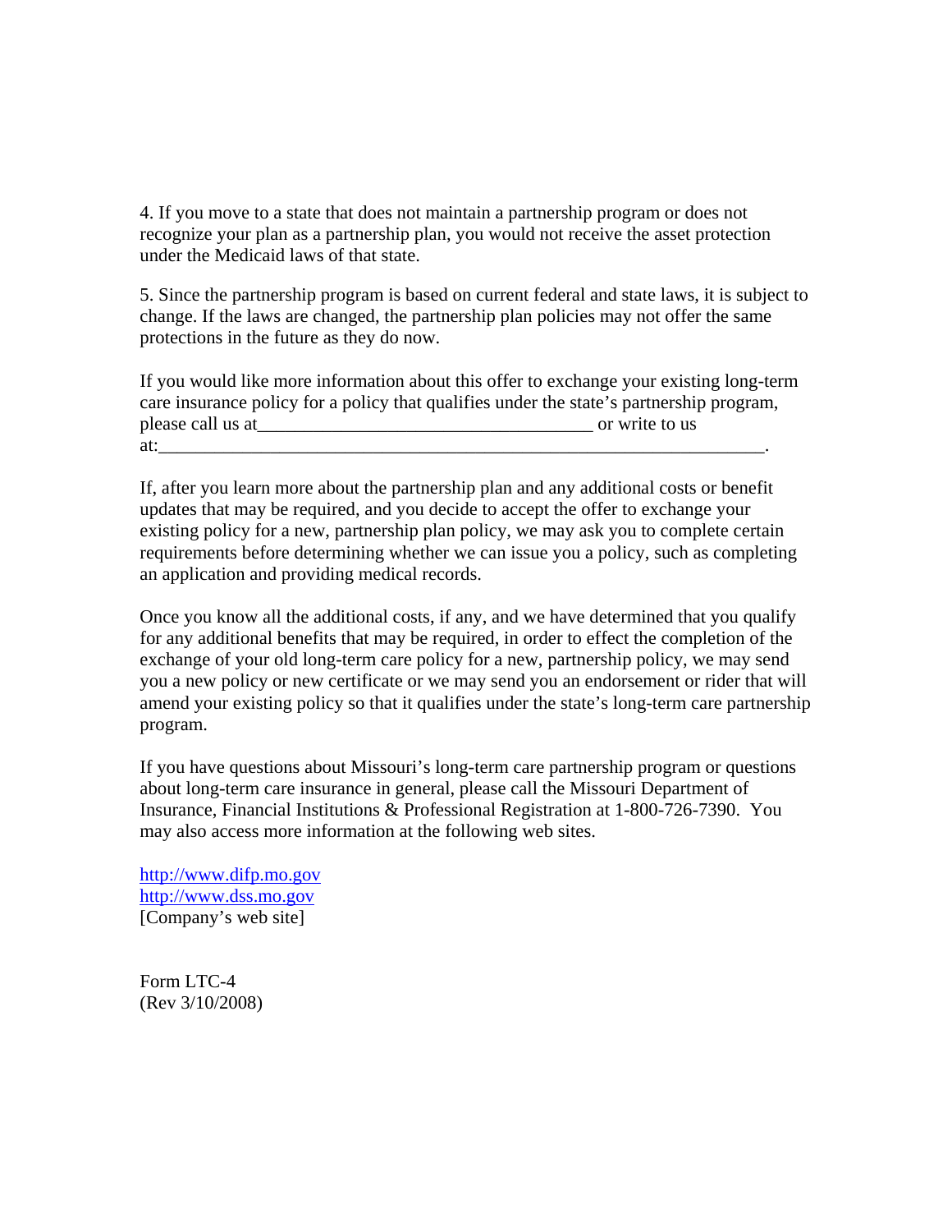4. If you move to a state that does not maintain a partnership program or does not recognize your plan as a partnership plan, you would not receive the asset protection under the Medicaid laws of that state.

5. Since the partnership program is based on current federal and state laws, it is subject to change. If the laws are changed, the partnership plan policies may not offer the same protections in the future as they do now.

If you would like more information about this offer to exchange your existing long-term care insurance policy for a policy that qualifies under the state's partnership program, please call us at____________________________________ or write to us at:_____________________________________________________________________.

If, after you learn more about the partnership plan and any additional costs or benefit updates that may be required, and you decide to accept the offer to exchange your existing policy for a new, partnership plan policy, we may ask you to complete certain requirements before determining whether we can issue you a policy, such as completing an application and providing medical records.

Once you know all the additional costs, if any, and we have determined that you qualify for any additional benefits that may be required, in order to effect the completion of the exchange of your old long-term care policy for a new, partnership policy, we may send you a new policy or new certificate or we may send you an endorsement or rider that will amend your existing policy so that it qualifies under the state's long-term care partnership program.

If you have questions about Missouri's long-term care partnership program or questions about long-term care insurance in general, please call the Missouri Department of Insurance, Financial Institutions & Professional Registration at 1-800-726-7390. You may also access more information at the following web sites.

http://www.difp.mo.gov
http://www.dss.mo.gov
[Company's web site]

Form LTC-4
(Rev 3/10/2008)